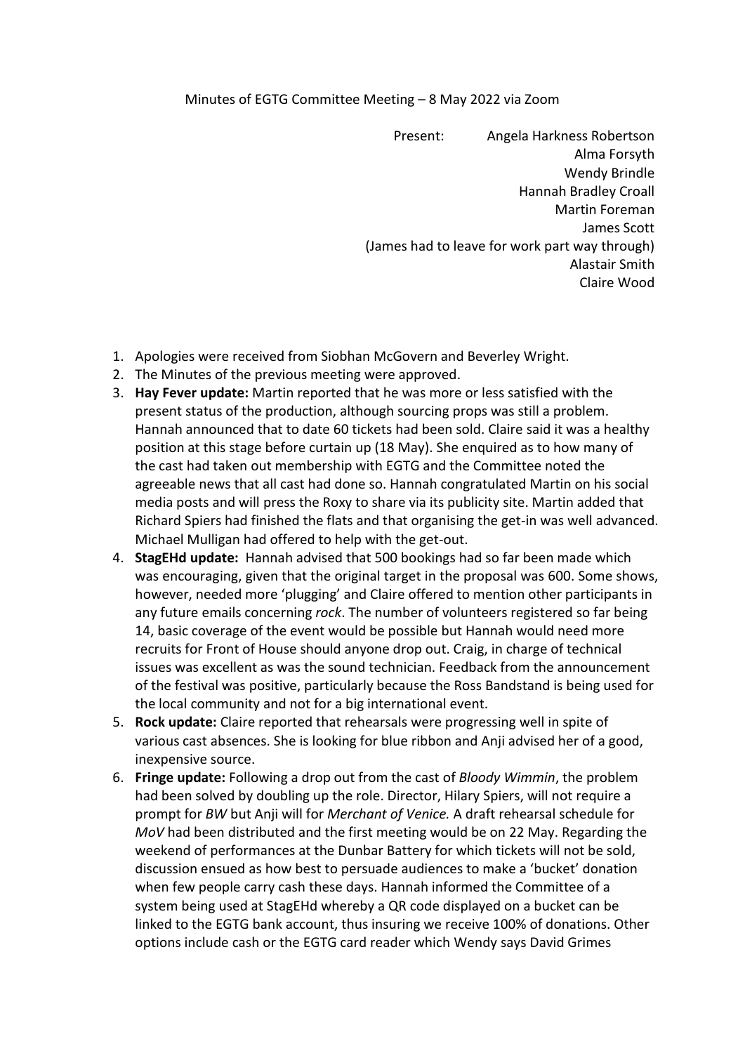Minutes of EGTG Committee Meeting – 8 May 2022 via Zoom

Present: Angela Harkness Robertson  
Alma Forsyth  
Wendy Brindle  
Hannah Bradley Croall  
Martin Foreman  
James Scott  
(James had to leave for work part way through)  
Alastair Smith  
Claire Wood

1. Apologies were received from Siobhan McGovern and Beverley Wright.
2. The Minutes of the previous meeting were approved.
3. **Hay Fever update:** Martin reported that he was more or less satisfied with the present status of the production, although sourcing props was still a problem. Hannah announced that to date 60 tickets had been sold. Claire said it was a healthy position at this stage before curtain up (18 May). She enquired as to how many of the cast had taken out membership with EGTG and the Committee noted the agreeable news that all cast had done so. Hannah congratulated Martin on his social media posts and will press the Roxy to share via its publicity site. Martin added that Richard Spiers had finished the flats and that organising the get-in was well advanced. Michael Mulligan had offered to help with the get-out.
4. **StagEHd update:** Hannah advised that 500 bookings had so far been made which was encouraging, given that the original target in the proposal was 600. Some shows, however, needed more 'plugging' and Claire offered to mention other participants in any future emails concerning *rock*. The number of volunteers registered so far being 14, basic coverage of the event would be possible but Hannah would need more recruits for Front of House should anyone drop out. Craig, in charge of technical issues was excellent as was the sound technician. Feedback from the announcement of the festival was positive, particularly because the Ross Bandstand is being used for the local community and not for a big international event.
5. **Rock update:** Claire reported that rehearsals were progressing well in spite of various cast absences. She is looking for blue ribbon and Anji advised her of a good, inexpensive source.
6. **Fringe update:** Following a drop out from the cast of *Bloody Wimmin*, the problem had been solved by doubling up the role. Director, Hilary Spiers, will not require a prompt for *BW* but Anji will for *Merchant of Venice.* A draft rehearsal schedule for *MoV* had been distributed and the first meeting would be on 22 May. Regarding the weekend of performances at the Dunbar Battery for which tickets will not be sold, discussion ensued as how best to persuade audiences to make a 'bucket' donation when few people carry cash these days. Hannah informed the Committee of a system being used at StagEHd whereby a QR code displayed on a bucket can be linked to the EGTG bank account, thus insuring we receive 100% of donations. Other options include cash or the EGTG card reader which Wendy says David Grimes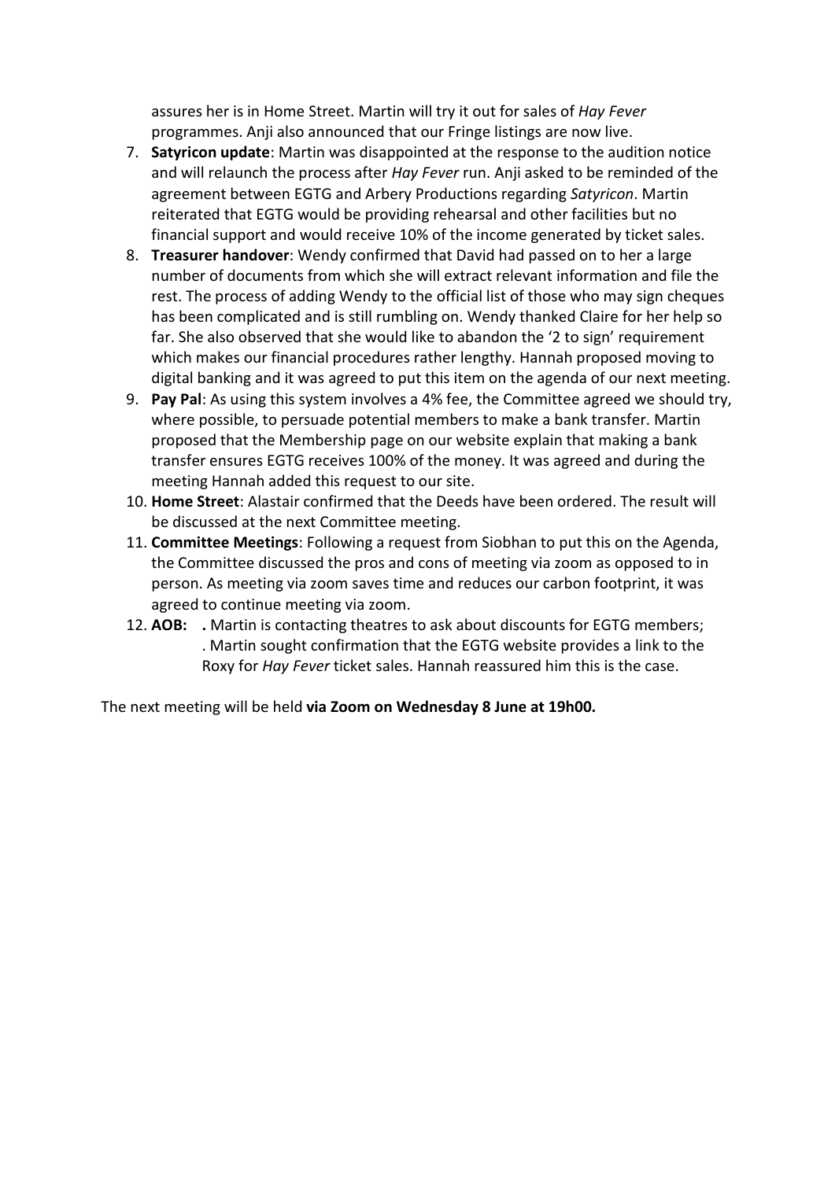assures her is in Home Street. Martin will try it out for sales of *Hay Fever* programmes. Anji also announced that our Fringe listings are now live.

7. **Satyricon update**: Martin was disappointed at the response to the audition notice and will relaunch the process after *Hay Fever* run. Anji asked to be reminded of the agreement between EGTG and Arbery Productions regarding *Satyricon*. Martin reiterated that EGTG would be providing rehearsal and other facilities but no financial support and would receive 10% of the income generated by ticket sales.
8. **Treasurer handover**: Wendy confirmed that David had passed on to her a large number of documents from which she will extract relevant information and file the rest. The process of adding Wendy to the official list of those who may sign cheques has been complicated and is still rumbling on. Wendy thanked Claire for her help so far. She also observed that she would like to abandon the '2 to sign' requirement which makes our financial procedures rather lengthy. Hannah proposed moving to digital banking and it was agreed to put this item on the agenda of our next meeting.
9. **Pay Pal**: As using this system involves a 4% fee, the Committee agreed we should try, where possible, to persuade potential members to make a bank transfer. Martin proposed that the Membership page on our website explain that making a bank transfer ensures EGTG receives 100% of the money. It was agreed and during the meeting Hannah added this request to our site.
10. **Home Street**: Alastair confirmed that the Deeds have been ordered. The result will be discussed at the next Committee meeting.
11. **Committee Meetings**: Following a request from Siobhan to put this on the Agenda, the Committee discussed the pros and cons of meeting via zoom as opposed to in person. As meeting via zoom saves time and reduces our carbon footprint, it was agreed to continue meeting via zoom.
12. **AOB:** **.** Martin is contacting theatres to ask about discounts for EGTG members;
    . Martin sought confirmation that the EGTG website provides a link to the Roxy for *Hay Fever* ticket sales. Hannah reassured him this is the case.

The next meeting will be held **via Zoom on Wednesday 8 June at 19h00.**